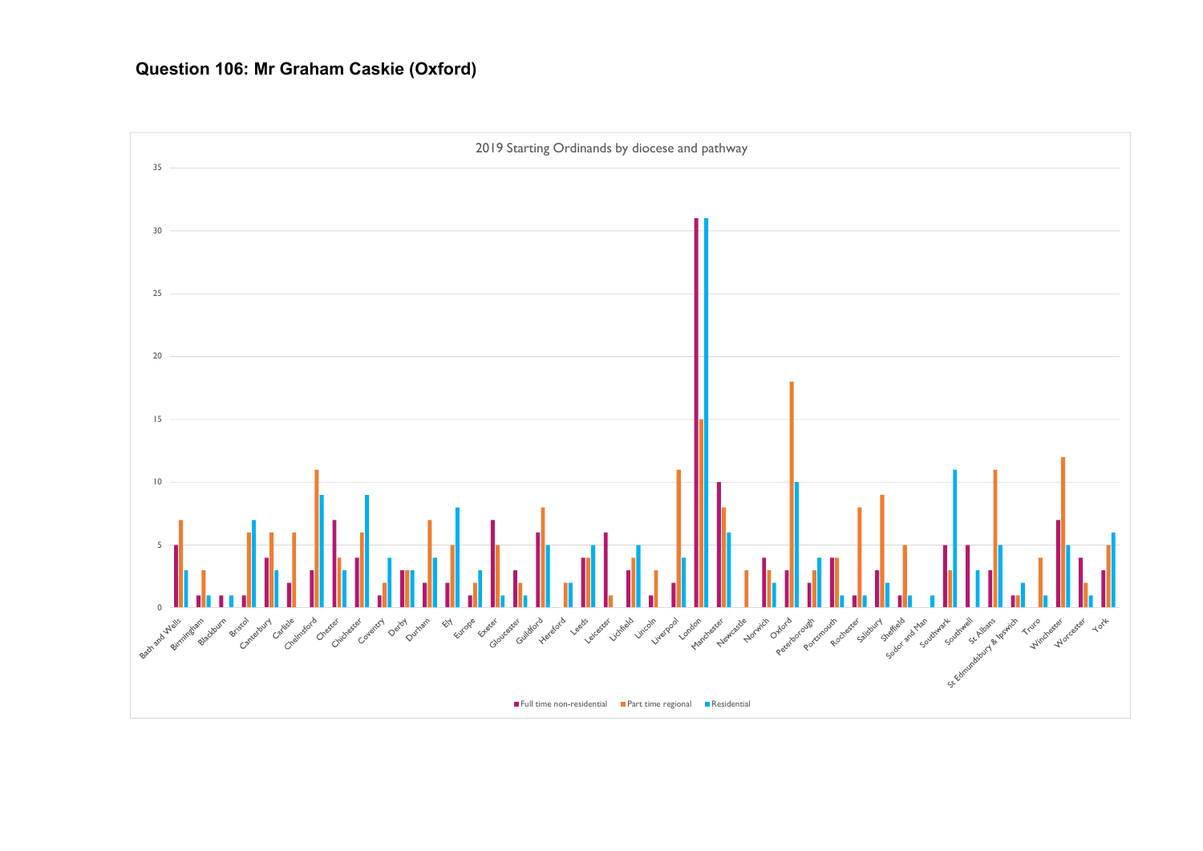# Question 106: Mr Graham Caskie (Oxford)

## 2019 Starting Ordinands by diocese and pathway

Values below are approximate readings from the bar chart.

| Diocese | Full time non-residential | Part time regional | Residential |
|---|---|---|---|
| Bath and Wells | 5 | 7 | 3 |
| Birmingham | 1 | 3 | 1 |
| Blackburn | 1 | 0 | 1 |
| Bristol | 1 | 6 | 7 |
| Canterbury | 4 | 6 | 3 |
| Carlisle | 2 | 6 | 0 |
| Chelmsford | 3 | 11 | 9 |
| Chester | 7 | 4 | 3 |
| Chichester | 4 | 6 | 9 |
| Coventry | 1 | 2 | 4 |
| Derby | 3 | 3 | 3 |
| Durham | 2 | 7 | 4 |
| Ely | 2 | 5 | 8 |
| Europe | 1 | 2 | 3 |
| Exeter | 7 | 5 | 1 |
| Gloucester | 3 | 2 | 1 |
| Guildford | 6 | 8 | 5 |
| Hereford | 0 | 2 | 2 |
| Leeds | 4 | 4 | 5 |
| Leicester | 6 | 1 | 0 |
| Lichfield | 3 | 4 | 5 |
| Lincoln | 1 | 3 | 0 |
| Liverpool | 2 | 11 | 4 |
| London | 31 | 15 | 31 |
| Manchester | 10 | 8 | 6 |
| Newcastle | 0 | 3 | 0 |
| Norwich | 4 | 3 | 2 |
| Oxford | 3 | 18 | 10 |
| Peterborough | 2 | 3 | 4 |
| Portsmouth | 4 | 4 | 1 |
| Rochester | 1 | 8 | 1 |
| Salisbury | 3 | 9 | 2 |
| Sheffield | 1 | 5 | 1 |
| Sodor and Man | 0 | 0 | 1 |
| Southwark | 5 | 3 | 11 |
| Southwell | 5 | 0 | 3 |
| St Albans | 3 | 11 | 5 |
| St Edmundsbury & Ipswich | 1 | 1 | 2 |
| Truro | 0 | 4 | 1 |
| Winchester | 7 | 12 | 5 |
| Worcester | 4 | 2 | 1 |
| York | 3 | 5 | 6 |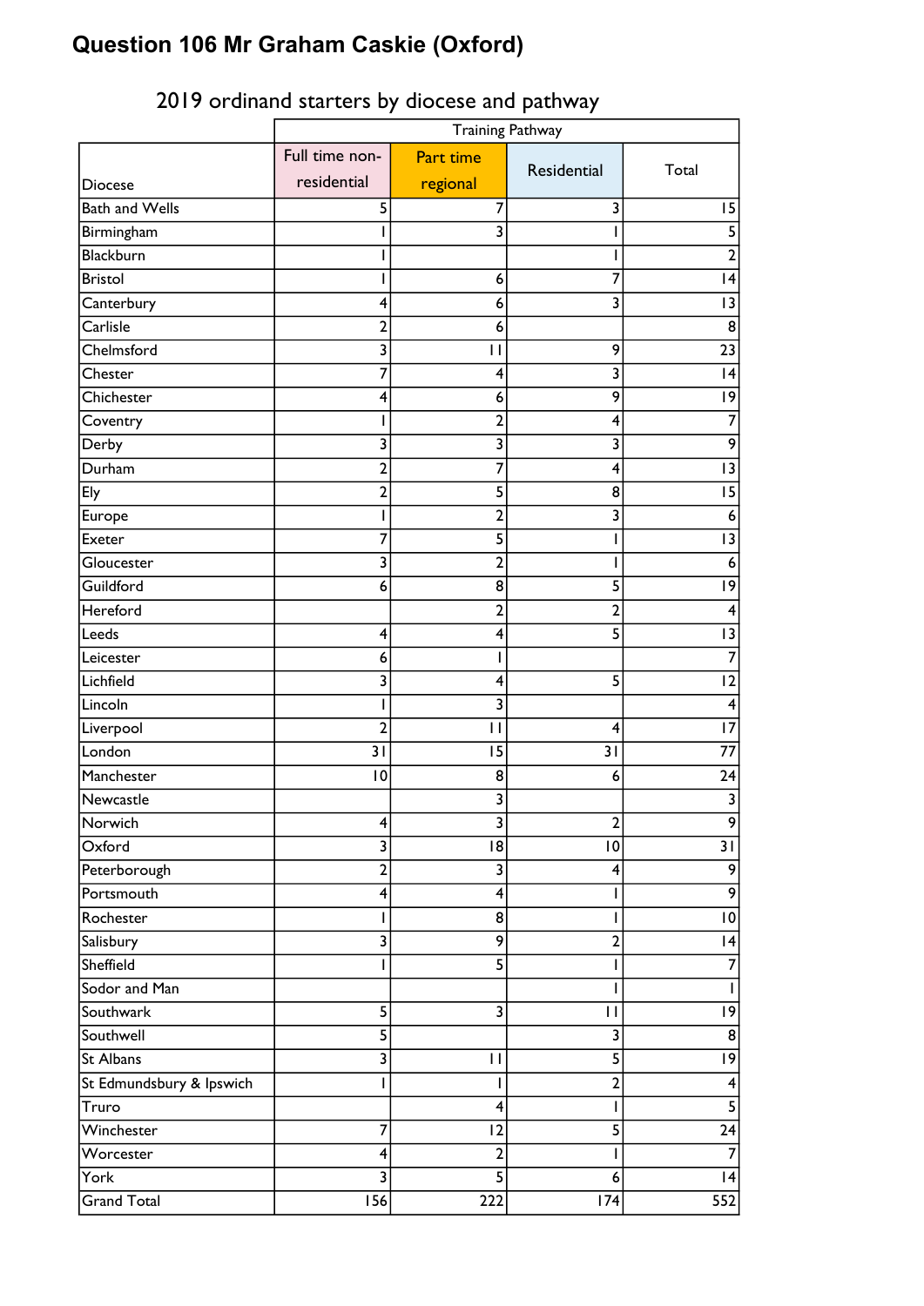# Question 106 Mr Graham Caskie (Oxford)

2019 ordinand starters by diocese and pathway

| | Training Pathway | | | |
|---|---|---|---|---|
| Diocese | Full time non-residential | Part time regional | Residential | Total |
| Bath and Wells | 5 | 7 | 3 | 15 |
| Birmingham | 1 | 3 | 1 | 5 |
| Blackburn | 1 | | 1 | 2 |
| Bristol | 1 | 6 | 7 | 14 |
| Canterbury | 4 | 6 | 3 | 13 |
| Carlisle | 2 | 6 | | 8 |
| Chelmsford | 3 | 11 | 9 | 23 |
| Chester | 7 | 4 | 3 | 14 |
| Chichester | 4 | 6 | 9 | 19 |
| Coventry | 1 | 2 | 4 | 7 |
| Derby | 3 | 3 | 3 | 9 |
| Durham | 2 | 7 | 4 | 13 |
| Ely | 2 | 5 | 8 | 15 |
| Europe | 1 | 2 | 3 | 6 |
| Exeter | 7 | 5 | 1 | 13 |
| Gloucester | 3 | 2 | 1 | 6 |
| Guildford | 6 | 8 | 5 | 19 |
| Hereford | | 2 | 2 | 4 |
| Leeds | 4 | 4 | 5 | 13 |
| Leicester | 6 | 1 | | 7 |
| Lichfield | 3 | 4 | 5 | 12 |
| Lincoln | 1 | 3 | | 4 |
| Liverpool | 2 | 11 | 4 | 17 |
| London | 31 | 15 | 31 | 77 |
| Manchester | 10 | 8 | 6 | 24 |
| Newcastle | | 3 | | 3 |
| Norwich | 4 | 3 | 2 | 9 |
| Oxford | 3 | 18 | 10 | 31 |
| Peterborough | 2 | 3 | 4 | 9 |
| Portsmouth | 4 | 4 | 1 | 9 |
| Rochester | 1 | 8 | 1 | 10 |
| Salisbury | 3 | 9 | 2 | 14 |
| Sheffield | 1 | 5 | 1 | 7 |
| Sodor and Man | | | 1 | 1 |
| Southwark | 5 | 3 | 11 | 19 |
| Southwell | 5 | | 3 | 8 |
| St Albans | 3 | 11 | 5 | 19 |
| St Edmundsbury & Ipswich | 1 | 1 | 2 | 4 |
| Truro | | 4 | 1 | 5 |
| Winchester | 7 | 12 | 5 | 24 |
| Worcester | 4 | 2 | 1 | 7 |
| York | 3 | 5 | 6 | 14 |
| Grand Total | 156 | 222 | 174 | 552 |